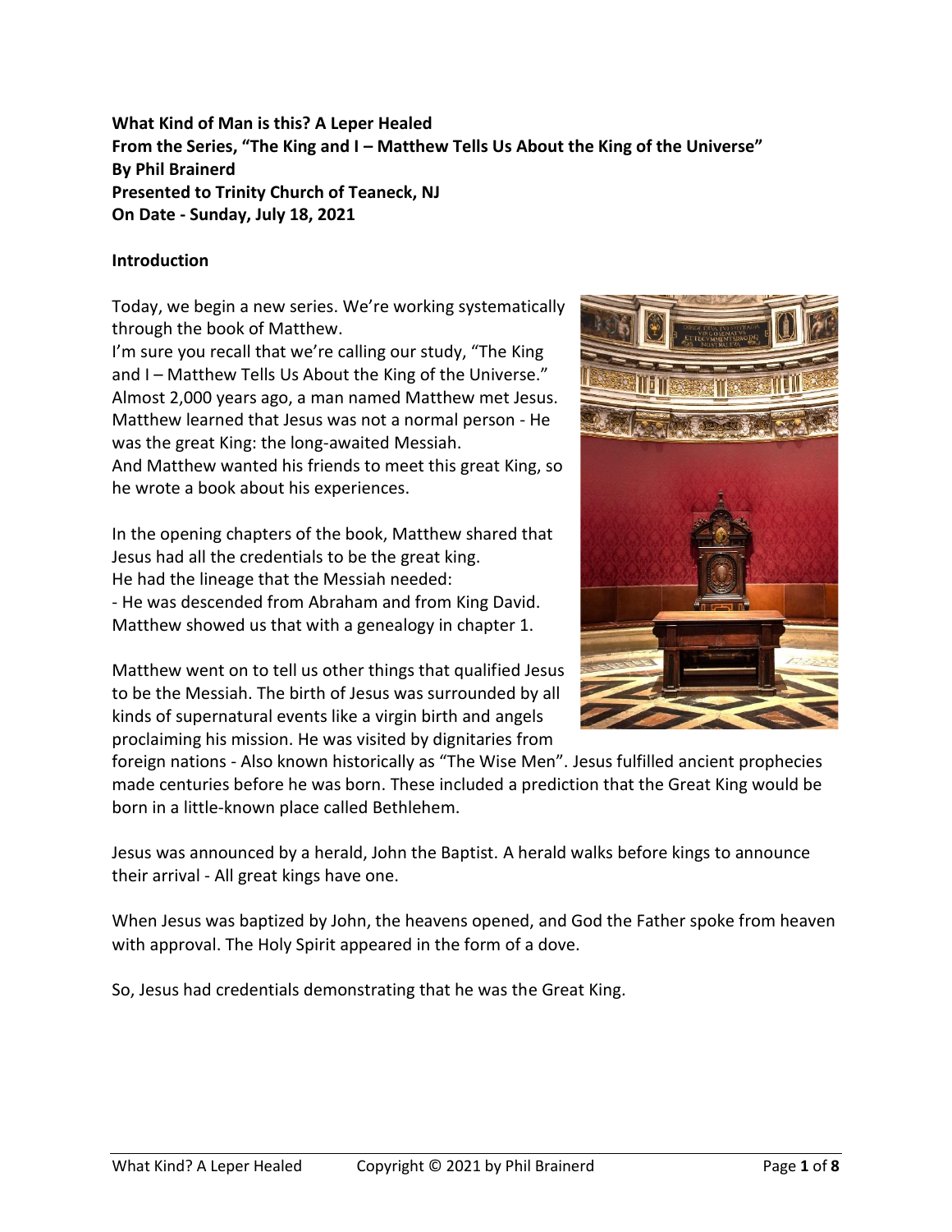**What Kind of Man is this? A Leper Healed**
**From the Series, "The King and I – Matthew Tells Us About the King of the Universe"**
**By Phil Brainerd**
**Presented to Trinity Church of Teaneck, NJ**
**On Date - Sunday, July 18, 2021**

**Introduction**

Today, we begin a new series. We're working systematically through the book of Matthew.
I'm sure you recall that we're calling our study, "The King and I – Matthew Tells Us About the King of the Universe."
Almost 2,000 years ago, a man named Matthew met Jesus. Matthew learned that Jesus was not a normal person - He was the great King: the long-awaited Messiah.
And Matthew wanted his friends to meet this great King, so he wrote a book about his experiences.

In the opening chapters of the book, Matthew shared that Jesus had all the credentials to be the great king.
He had the lineage that the Messiah needed:
- He was descended from Abraham and from King David.
Matthew showed us that with a genealogy in chapter 1.

Matthew went on to tell us other things that qualified Jesus to be the Messiah. The birth of Jesus was surrounded by all kinds of supernatural events like a virgin birth and angels proclaiming his mission. He was visited by dignitaries from foreign nations - Also known historically as "The Wise Men". Jesus fulfilled ancient prophecies made centuries before he was born. These included a prediction that the Great King would be born in a little-known place called Bethlehem.

Jesus was announced by a herald, John the Baptist. A herald walks before kings to announce their arrival - All great kings have one.

When Jesus was baptized by John, the heavens opened, and God the Father spoke from heaven with approval. The Holy Spirit appeared in the form of a dove.

So, Jesus had credentials demonstrating that he was the Great King.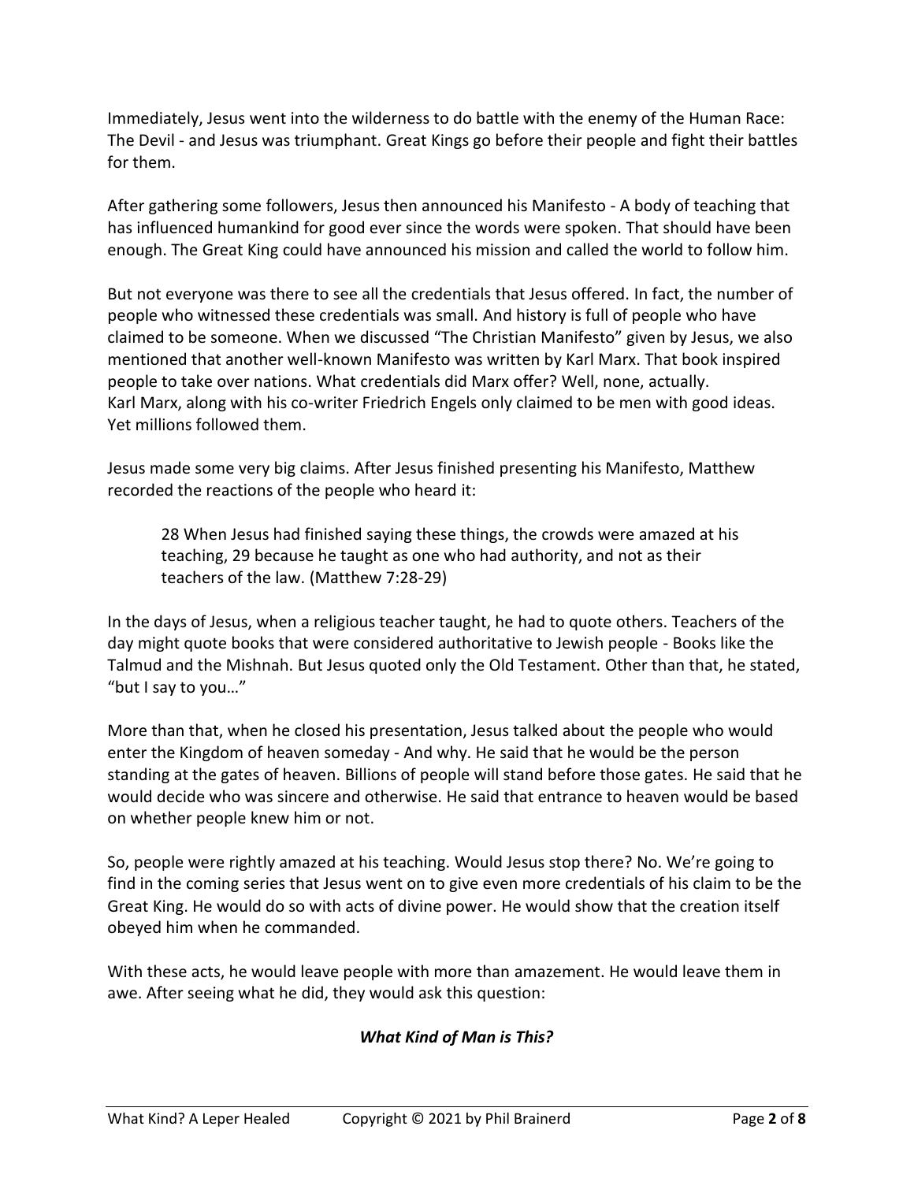Immediately, Jesus went into the wilderness to do battle with the enemy of the Human Race: The Devil - and Jesus was triumphant. Great Kings go before their people and fight their battles for them.

After gathering some followers, Jesus then announced his Manifesto - A body of teaching that has influenced humankind for good ever since the words were spoken. That should have been enough. The Great King could have announced his mission and called the world to follow him.

But not everyone was there to see all the credentials that Jesus offered. In fact, the number of people who witnessed these credentials was small. And history is full of people who have claimed to be someone. When we discussed "The Christian Manifesto" given by Jesus, we also mentioned that another well-known Manifesto was written by Karl Marx. That book inspired people to take over nations. What credentials did Marx offer? Well, none, actually. Karl Marx, along with his co-writer Friedrich Engels only claimed to be men with good ideas. Yet millions followed them.

Jesus made some very big claims. After Jesus finished presenting his Manifesto, Matthew recorded the reactions of the people who heard it:

> 28 When Jesus had finished saying these things, the crowds were amazed at his teaching, 29 because he taught as one who had authority, and not as their teachers of the law. (Matthew 7:28-29)

In the days of Jesus, when a religious teacher taught, he had to quote others. Teachers of the day might quote books that were considered authoritative to Jewish people - Books like the Talmud and the Mishnah. But Jesus quoted only the Old Testament. Other than that, he stated, "but I say to you…"

More than that, when he closed his presentation, Jesus talked about the people who would enter the Kingdom of heaven someday - And why. He said that he would be the person standing at the gates of heaven. Billions of people will stand before those gates. He said that he would decide who was sincere and otherwise. He said that entrance to heaven would be based on whether people knew him or not.

So, people were rightly amazed at his teaching. Would Jesus stop there? No. We're going to find in the coming series that Jesus went on to give even more credentials of his claim to be the Great King. He would do so with acts of divine power. He would show that the creation itself obeyed him when he commanded.

With these acts, he would leave people with more than amazement. He would leave them in awe. After seeing what he did, they would ask this question:

***What Kind of Man is This?***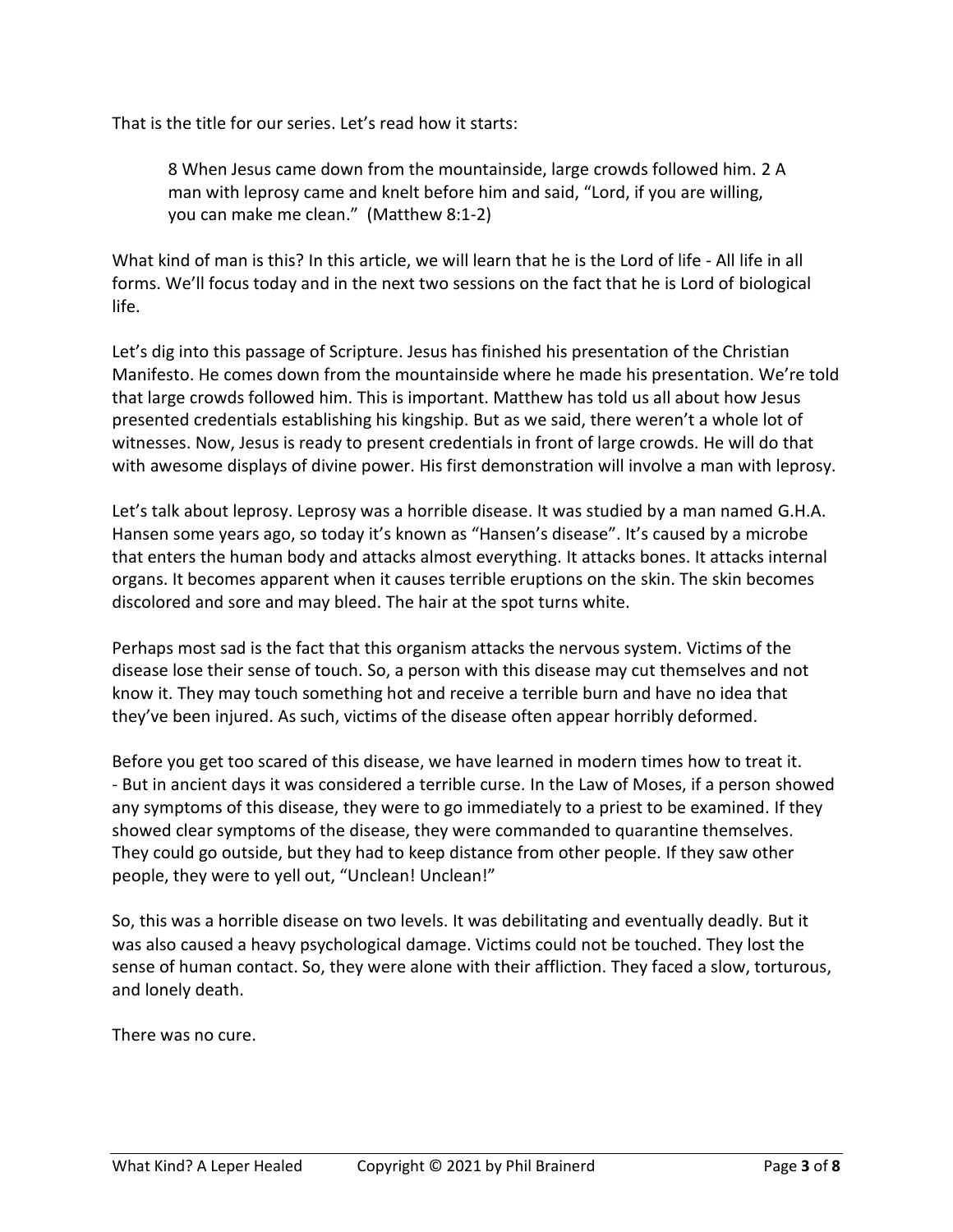That is the title for our series. Let's read how it starts:

> 8 When Jesus came down from the mountainside, large crowds followed him. 2 A man with leprosy came and knelt before him and said, "Lord, if you are willing, you can make me clean." (Matthew 8:1-2)

What kind of man is this? In this article, we will learn that he is the Lord of life - All life in all forms. We'll focus today and in the next two sessions on the fact that he is Lord of biological life.

Let's dig into this passage of Scripture. Jesus has finished his presentation of the Christian Manifesto. He comes down from the mountainside where he made his presentation. We're told that large crowds followed him. This is important. Matthew has told us all about how Jesus presented credentials establishing his kingship. But as we said, there weren't a whole lot of witnesses. Now, Jesus is ready to present credentials in front of large crowds. He will do that with awesome displays of divine power. His first demonstration will involve a man with leprosy.

Let's talk about leprosy. Leprosy was a horrible disease. It was studied by a man named G.H.A. Hansen some years ago, so today it's known as "Hansen's disease". It's caused by a microbe that enters the human body and attacks almost everything. It attacks bones. It attacks internal organs. It becomes apparent when it causes terrible eruptions on the skin. The skin becomes discolored and sore and may bleed. The hair at the spot turns white.

Perhaps most sad is the fact that this organism attacks the nervous system. Victims of the disease lose their sense of touch. So, a person with this disease may cut themselves and not know it. They may touch something hot and receive a terrible burn and have no idea that they've been injured. As such, victims of the disease often appear horribly deformed.

Before you get too scared of this disease, we have learned in modern times how to treat it. - But in ancient days it was considered a terrible curse. In the Law of Moses, if a person showed any symptoms of this disease, they were to go immediately to a priest to be examined. If they showed clear symptoms of the disease, they were commanded to quarantine themselves. They could go outside, but they had to keep distance from other people. If they saw other people, they were to yell out, "Unclean! Unclean!"

So, this was a horrible disease on two levels. It was debilitating and eventually deadly. But it was also caused a heavy psychological damage. Victims could not be touched. They lost the sense of human contact. So, they were alone with their affliction. They faced a slow, torturous, and lonely death.

There was no cure.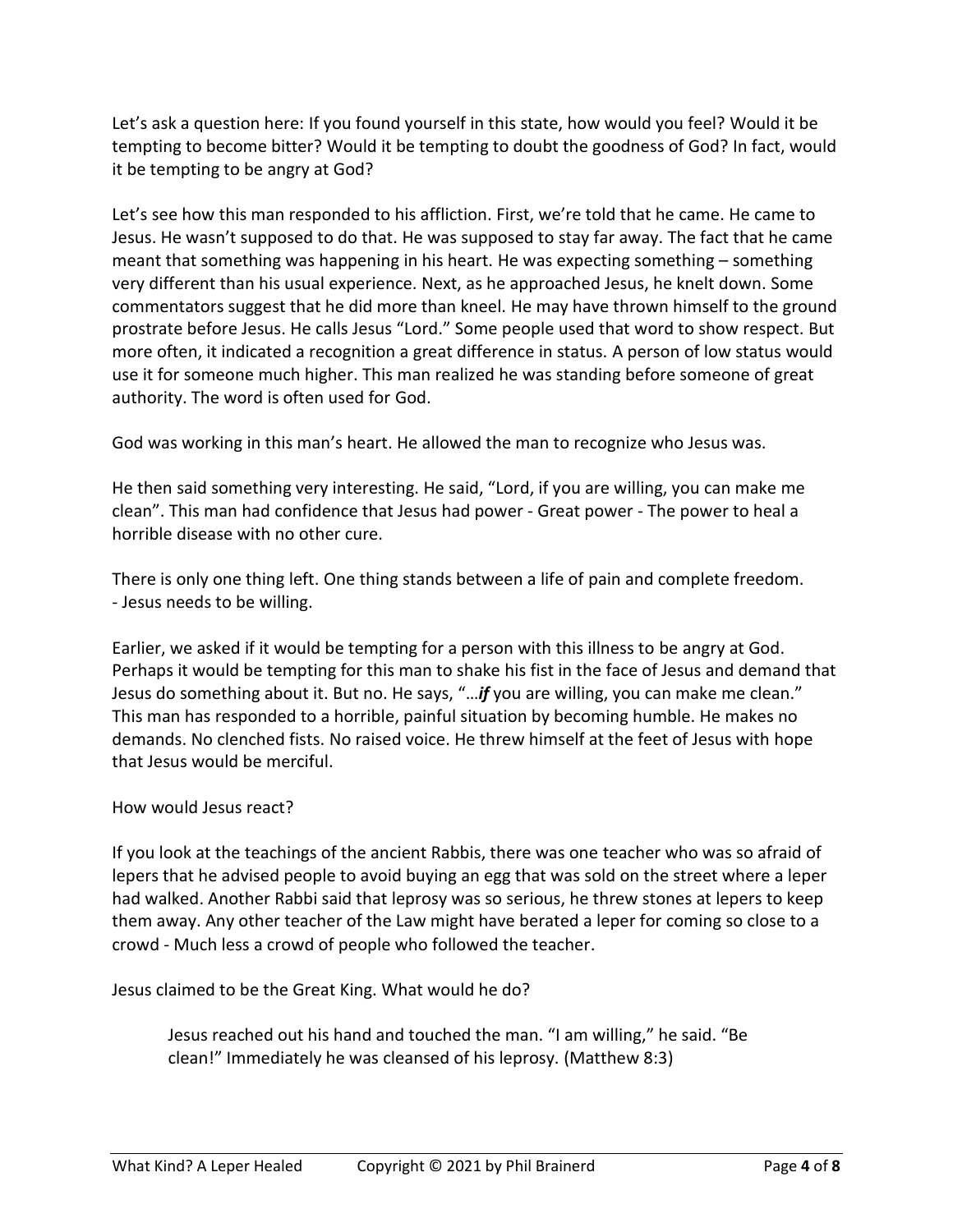Let's ask a question here: If you found yourself in this state, how would you feel? Would it be tempting to become bitter? Would it be tempting to doubt the goodness of God? In fact, would it be tempting to be angry at God?

Let's see how this man responded to his affliction. First, we're told that he came. He came to Jesus. He wasn't supposed to do that. He was supposed to stay far away. The fact that he came meant that something was happening in his heart. He was expecting something – something very different than his usual experience. Next, as he approached Jesus, he knelt down. Some commentators suggest that he did more than kneel. He may have thrown himself to the ground prostrate before Jesus. He calls Jesus "Lord." Some people used that word to show respect. But more often, it indicated a recognition a great difference in status. A person of low status would use it for someone much higher. This man realized he was standing before someone of great authority. The word is often used for God.

God was working in this man's heart. He allowed the man to recognize who Jesus was.

He then said something very interesting. He said, "Lord, if you are willing, you can make me clean". This man had confidence that Jesus had power - Great power - The power to heal a horrible disease with no other cure.

There is only one thing left. One thing stands between a life of pain and complete freedom.
- Jesus needs to be willing.

Earlier, we asked if it would be tempting for a person with this illness to be angry at God. Perhaps it would be tempting for this man to shake his fist in the face of Jesus and demand that Jesus do something about it. But no. He says, "…***if*** you are willing, you can make me clean." This man has responded to a horrible, painful situation by becoming humble. He makes no demands. No clenched fists. No raised voice. He threw himself at the feet of Jesus with hope that Jesus would be merciful.

How would Jesus react?

If you look at the teachings of the ancient Rabbis, there was one teacher who was so afraid of lepers that he advised people to avoid buying an egg that was sold on the street where a leper had walked. Another Rabbi said that leprosy was so serious, he threw stones at lepers to keep them away. Any other teacher of the Law might have berated a leper for coming so close to a crowd - Much less a crowd of people who followed the teacher.

Jesus claimed to be the Great King. What would he do?

> Jesus reached out his hand and touched the man. "I am willing," he said. "Be clean!" Immediately he was cleansed of his leprosy. (Matthew 8:3)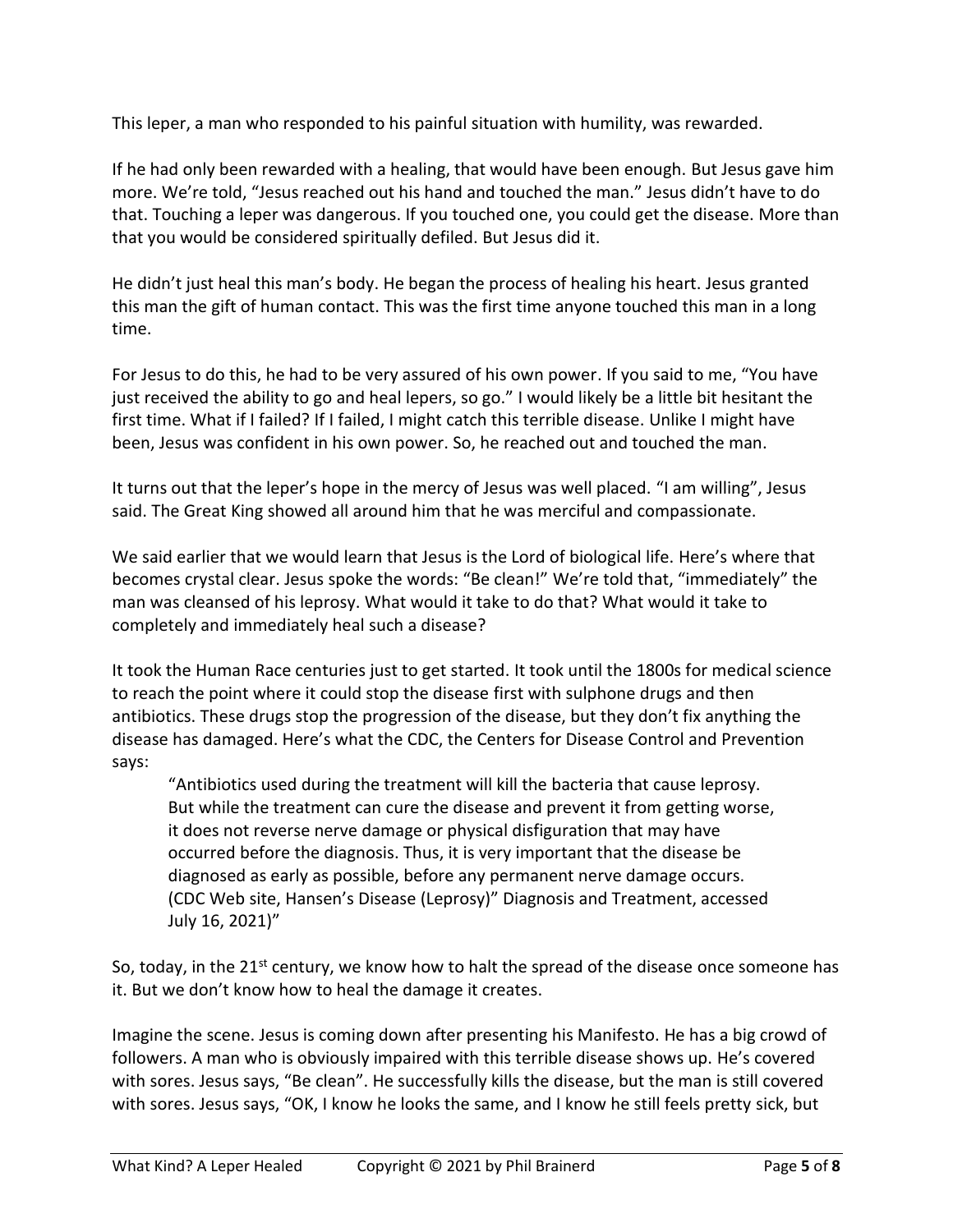This leper, a man who responded to his painful situation with humility, was rewarded.

If he had only been rewarded with a healing, that would have been enough. But Jesus gave him more. We're told, "Jesus reached out his hand and touched the man." Jesus didn't have to do that. Touching a leper was dangerous. If you touched one, you could get the disease. More than that you would be considered spiritually defiled. But Jesus did it.

He didn't just heal this man's body. He began the process of healing his heart. Jesus granted this man the gift of human contact. This was the first time anyone touched this man in a long time.

For Jesus to do this, he had to be very assured of his own power. If you said to me, "You have just received the ability to go and heal lepers, so go." I would likely be a little bit hesitant the first time. What if I failed? If I failed, I might catch this terrible disease. Unlike I might have been, Jesus was confident in his own power. So, he reached out and touched the man.

It turns out that the leper's hope in the mercy of Jesus was well placed. "I am willing", Jesus said. The Great King showed all around him that he was merciful and compassionate.

We said earlier that we would learn that Jesus is the Lord of biological life. Here's where that becomes crystal clear. Jesus spoke the words: "Be clean!" We're told that, "immediately" the man was cleansed of his leprosy. What would it take to do that? What would it take to completely and immediately heal such a disease?

It took the Human Race centuries just to get started. It took until the 1800s for medical science to reach the point where it could stop the disease first with sulphone drugs and then antibiotics. These drugs stop the progression of the disease, but they don't fix anything the disease has damaged. Here's what the CDC, the Centers for Disease Control and Prevention says:

> "Antibiotics used during the treatment will kill the bacteria that cause leprosy. But while the treatment can cure the disease and prevent it from getting worse, it does not reverse nerve damage or physical disfiguration that may have occurred before the diagnosis. Thus, it is very important that the disease be diagnosed as early as possible, before any permanent nerve damage occurs. (CDC Web site, Hansen's Disease (Leprosy)" Diagnosis and Treatment, accessed July 16, 2021)"

So, today, in the 21st century, we know how to halt the spread of the disease once someone has it. But we don't know how to heal the damage it creates.

Imagine the scene. Jesus is coming down after presenting his Manifesto. He has a big crowd of followers. A man who is obviously impaired with this terrible disease shows up. He's covered with sores. Jesus says, "Be clean". He successfully kills the disease, but the man is still covered with sores. Jesus says, "OK, I know he looks the same, and I know he still feels pretty sick, but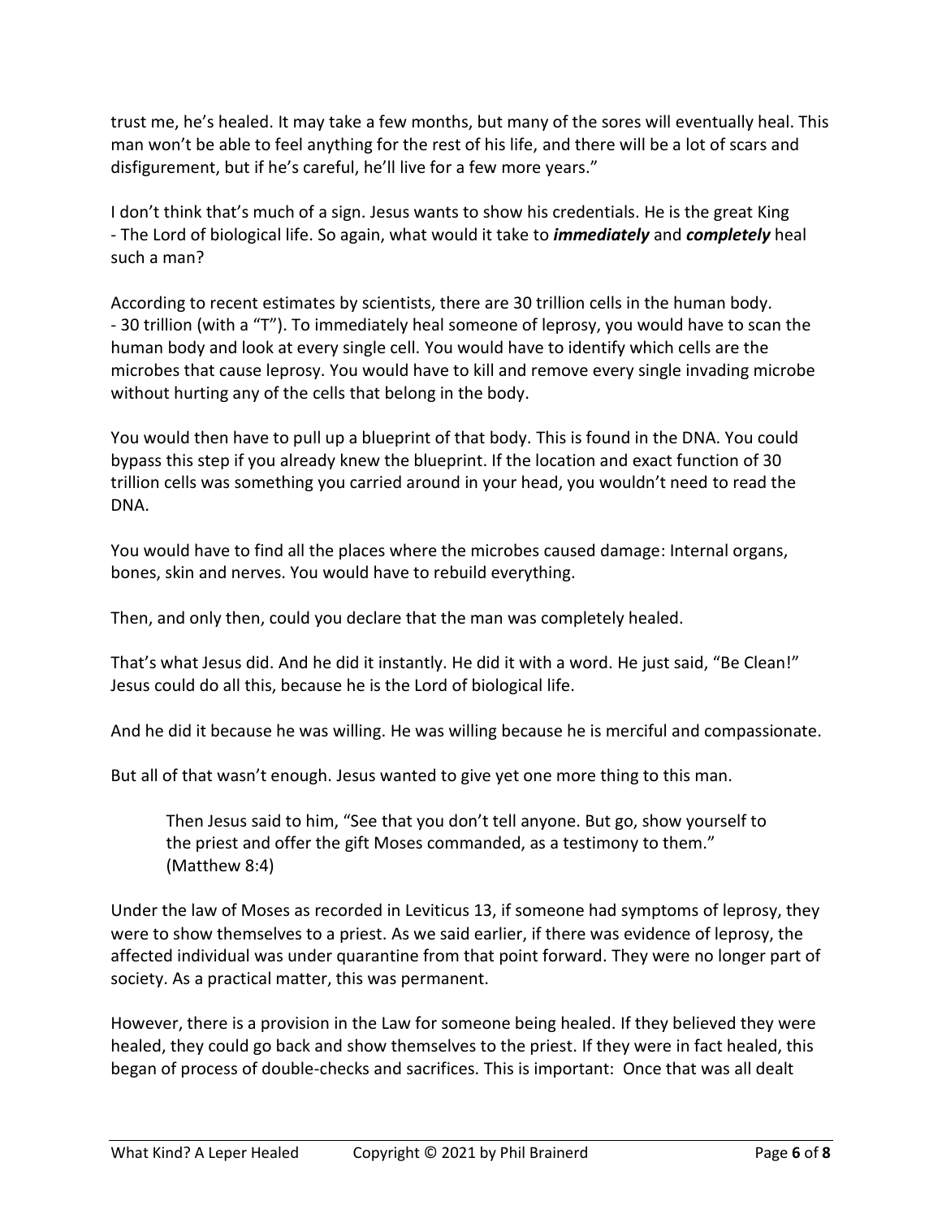trust me, he's healed. It may take a few months, but many of the sores will eventually heal. This man won't be able to feel anything for the rest of his life, and there will be a lot of scars and disfigurement, but if he's careful, he'll live for a few more years."

I don't think that's much of a sign. Jesus wants to show his credentials. He is the great King - The Lord of biological life. So again, what would it take to ***immediately*** and ***completely*** heal such a man?

According to recent estimates by scientists, there are 30 trillion cells in the human body. - 30 trillion (with a "T"). To immediately heal someone of leprosy, you would have to scan the human body and look at every single cell. You would have to identify which cells are the microbes that cause leprosy. You would have to kill and remove every single invading microbe without hurting any of the cells that belong in the body.

You would then have to pull up a blueprint of that body. This is found in the DNA. You could bypass this step if you already knew the blueprint. If the location and exact function of 30 trillion cells was something you carried around in your head, you wouldn't need to read the DNA.

You would have to find all the places where the microbes caused damage: Internal organs, bones, skin and nerves. You would have to rebuild everything.

Then, and only then, could you declare that the man was completely healed.

That's what Jesus did. And he did it instantly. He did it with a word. He just said, "Be Clean!" Jesus could do all this, because he is the Lord of biological life.

And he did it because he was willing. He was willing because he is merciful and compassionate.

But all of that wasn't enough. Jesus wanted to give yet one more thing to this man.

> Then Jesus said to him, "See that you don't tell anyone. But go, show yourself to the priest and offer the gift Moses commanded, as a testimony to them." (Matthew 8:4)

Under the law of Moses as recorded in Leviticus 13, if someone had symptoms of leprosy, they were to show themselves to a priest. As we said earlier, if there was evidence of leprosy, the affected individual was under quarantine from that point forward. They were no longer part of society. As a practical matter, this was permanent.

However, there is a provision in the Law for someone being healed. If they believed they were healed, they could go back and show themselves to the priest. If they were in fact healed, this began of process of double-checks and sacrifices. This is important: Once that was all dealt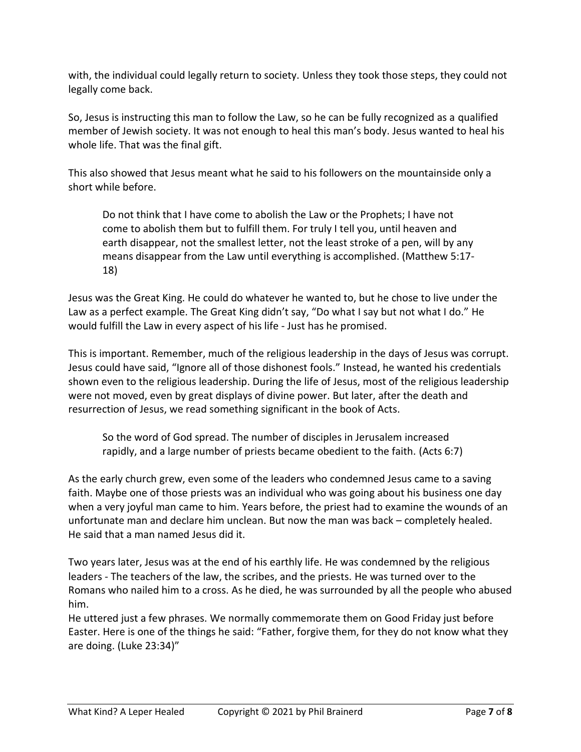with, the individual could legally return to society. Unless they took those steps, they could not legally come back.

So, Jesus is instructing this man to follow the Law, so he can be fully recognized as a qualified member of Jewish society. It was not enough to heal this man's body. Jesus wanted to heal his whole life. That was the final gift.

This also showed that Jesus meant what he said to his followers on the mountainside only a short while before.

> Do not think that I have come to abolish the Law or the Prophets; I have not come to abolish them but to fulfill them. For truly I tell you, until heaven and earth disappear, not the smallest letter, not the least stroke of a pen, will by any means disappear from the Law until everything is accomplished. (Matthew 5:17-18)

Jesus was the Great King. He could do whatever he wanted to, but he chose to live under the Law as a perfect example. The Great King didn't say, "Do what I say but not what I do." He would fulfill the Law in every aspect of his life - Just has he promised.

This is important. Remember, much of the religious leadership in the days of Jesus was corrupt. Jesus could have said, "Ignore all of those dishonest fools." Instead, he wanted his credentials shown even to the religious leadership. During the life of Jesus, most of the religious leadership were not moved, even by great displays of divine power. But later, after the death and resurrection of Jesus, we read something significant in the book of Acts.

> So the word of God spread. The number of disciples in Jerusalem increased rapidly, and a large number of priests became obedient to the faith. (Acts 6:7)

As the early church grew, even some of the leaders who condemned Jesus came to a saving faith. Maybe one of those priests was an individual who was going about his business one day when a very joyful man came to him. Years before, the priest had to examine the wounds of an unfortunate man and declare him unclean. But now the man was back – completely healed. He said that a man named Jesus did it.

Two years later, Jesus was at the end of his earthly life. He was condemned by the religious leaders - The teachers of the law, the scribes, and the priests. He was turned over to the Romans who nailed him to a cross. As he died, he was surrounded by all the people who abused him.

He uttered just a few phrases. We normally commemorate them on Good Friday just before Easter. Here is one of the things he said: "Father, forgive them, for they do not know what they are doing. (Luke 23:34)"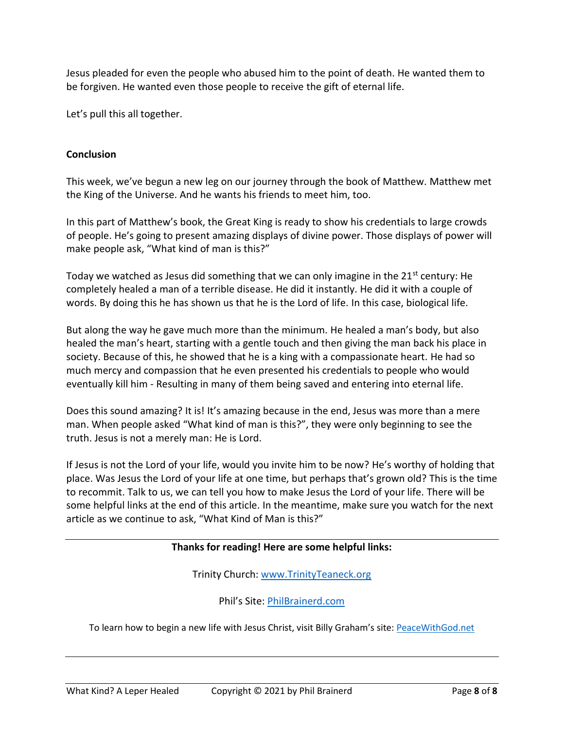Jesus pleaded for even the people who abused him to the point of death. He wanted them to be forgiven. He wanted even those people to receive the gift of eternal life.

Let's pull this all together.

**Conclusion**

This week, we've begun a new leg on our journey through the book of Matthew. Matthew met the King of the Universe. And he wants his friends to meet him, too.

In this part of Matthew's book, the Great King is ready to show his credentials to large crowds of people. He's going to present amazing displays of divine power. Those displays of power will make people ask, "What kind of man is this?"

Today we watched as Jesus did something that we can only imagine in the 21st century: He completely healed a man of a terrible disease. He did it instantly. He did it with a couple of words. By doing this he has shown us that he is the Lord of life. In this case, biological life.

But along the way he gave much more than the minimum. He healed a man's body, but also healed the man's heart, starting with a gentle touch and then giving the man back his place in society. Because of this, he showed that he is a king with a compassionate heart. He had so much mercy and compassion that he even presented his credentials to people who would eventually kill him - Resulting in many of them being saved and entering into eternal life.

Does this sound amazing? It is! It's amazing because in the end, Jesus was more than a mere man. When people asked "What kind of man is this?", they were only beginning to see the truth. Jesus is not a merely man: He is Lord.

If Jesus is not the Lord of your life, would you invite him to be now? He's worthy of holding that place. Was Jesus the Lord of your life at one time, but perhaps that's grown old? This is the time to recommit. Talk to us, we can tell you how to make Jesus the Lord of your life. There will be some helpful links at the end of this article. In the meantime, make sure you watch for the next article as we continue to ask, "What Kind of Man is this?"

---

**Thanks for reading! Here are some helpful links:**

Trinity Church: [www.TrinityTeaneck.org](http://www.TrinityTeaneck.org)

Phil's Site: [PhilBrainerd.com](http://PhilBrainerd.com)

To learn how to begin a new life with Jesus Christ, visit Billy Graham's site: [PeaceWithGod.net](http://PeaceWithGod.net)

---